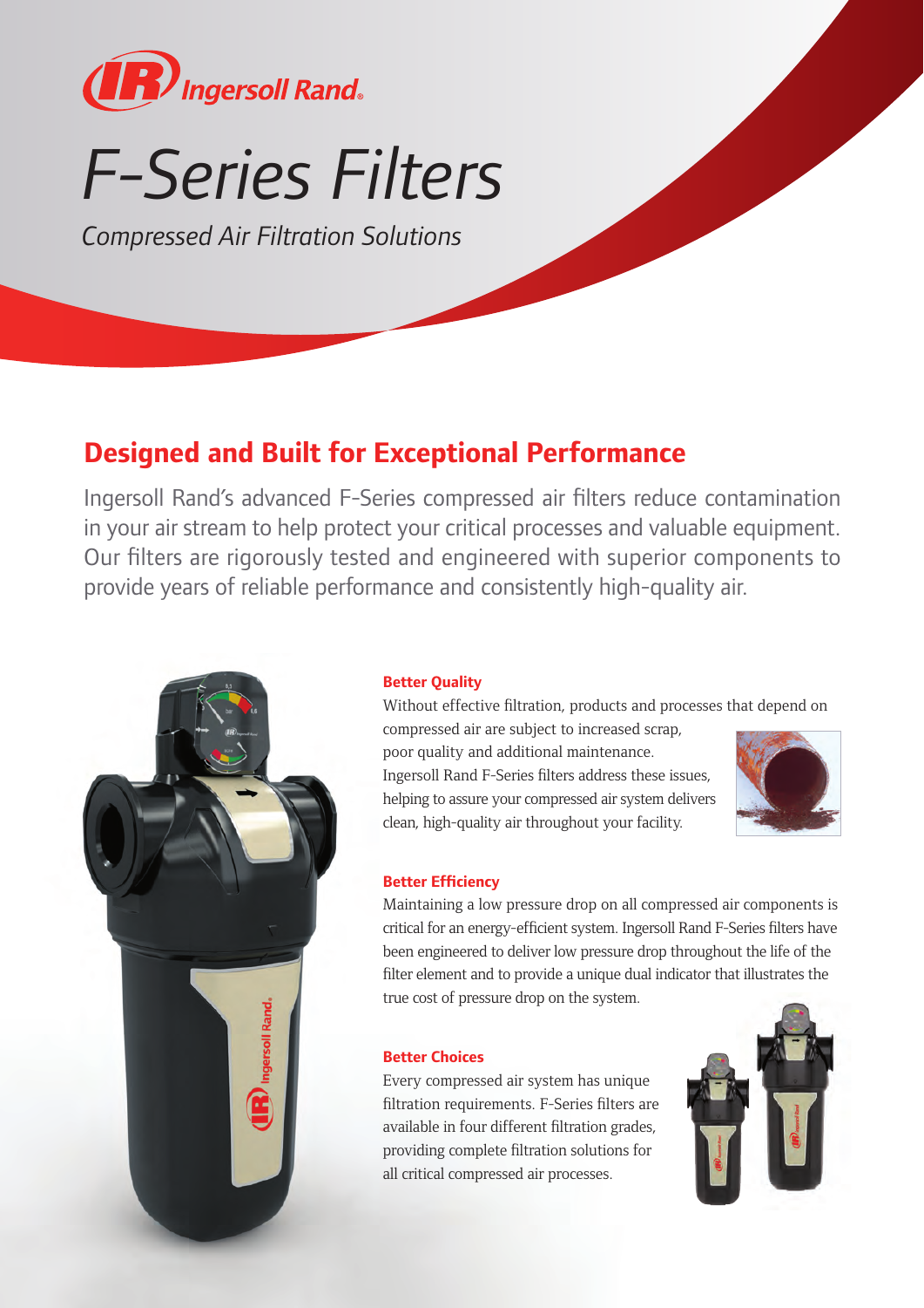Ingersoll Rand

# F-Series Filters

*Compressed Air Filtration Solutions*

## Designed and Built for Exceptional Performance

Ingersoll Rand's advanced F-Series compressed air filters reduce contamination in your air stream to help protect your critical processes and valuable equipment. Our filters are rigorously tested and engineered with superior components to provide years of reliable performance and consistently high-quality air.

### Better Quality

Without effective filtration, products and processes that depend on compressed air are subject to increased scrap, poor quality and additional maintenance. Ingersoll Rand F-Series filters address these issues, helping to assure your compressed air system delivers clean, high-quality air throughout your facility.

### Better Efficiency

Maintaining a low pressure drop on all compressed air components is critical for an energy-efficient system. Ingersoll Rand F-Series filters have been engineered to deliver low pressure drop throughout the life of the filter element and to provide a unique dual indicator that illustrates the true cost of pressure drop on the system.

### Better Choices

Every compressed air system has unique filtration requirements. F-Series filters are available in four different filtration grades, providing complete filtration solutions for all critical compressed air processes.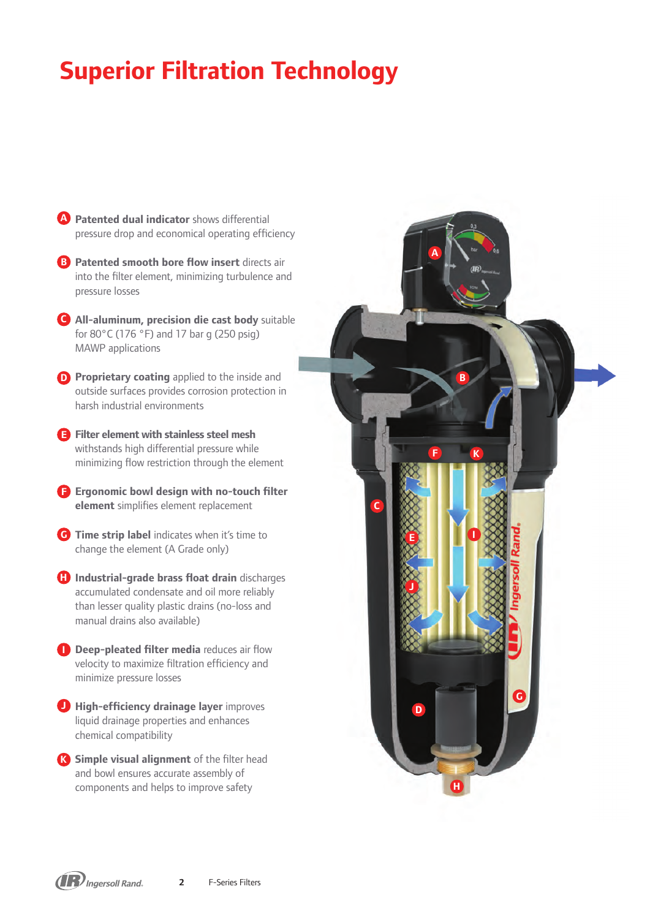# Superior Filtration Technology

- **A** **Patented dual indicator** shows differential pressure drop and economical operating efficiency
- **B** **Patented smooth bore flow insert** directs air into the filter element, minimizing turbulence and pressure losses
- **C** **All-aluminum, precision die cast body** suitable for 80°C (176 °F) and 17 bar g (250 psig) MAWP applications
- **D** **Proprietary coating** applied to the inside and outside surfaces provides corrosion protection in harsh industrial environments
- **E** **Filter element with stainless steel mesh** withstands high differential pressure while minimizing flow restriction through the element
- **F** **Ergonomic bowl design with no-touch filter element** simplifies element replacement
- **G** **Time strip label** indicates when it's time to change the element (A Grade only)
- **H** **Industrial-grade brass float drain** discharges accumulated condensate and oil more reliably than lesser quality plastic drains (no-loss and manual drains also available)
- **I** **Deep-pleated filter media** reduces air flow velocity to maximize filtration efficiency and minimize pressure losses
- **J** **High-efficiency drainage layer** improves liquid drainage properties and enhances chemical compatibility
- **K** **Simple visual alignment** of the filter head and bowl ensures accurate assembly of components and helps to improve safety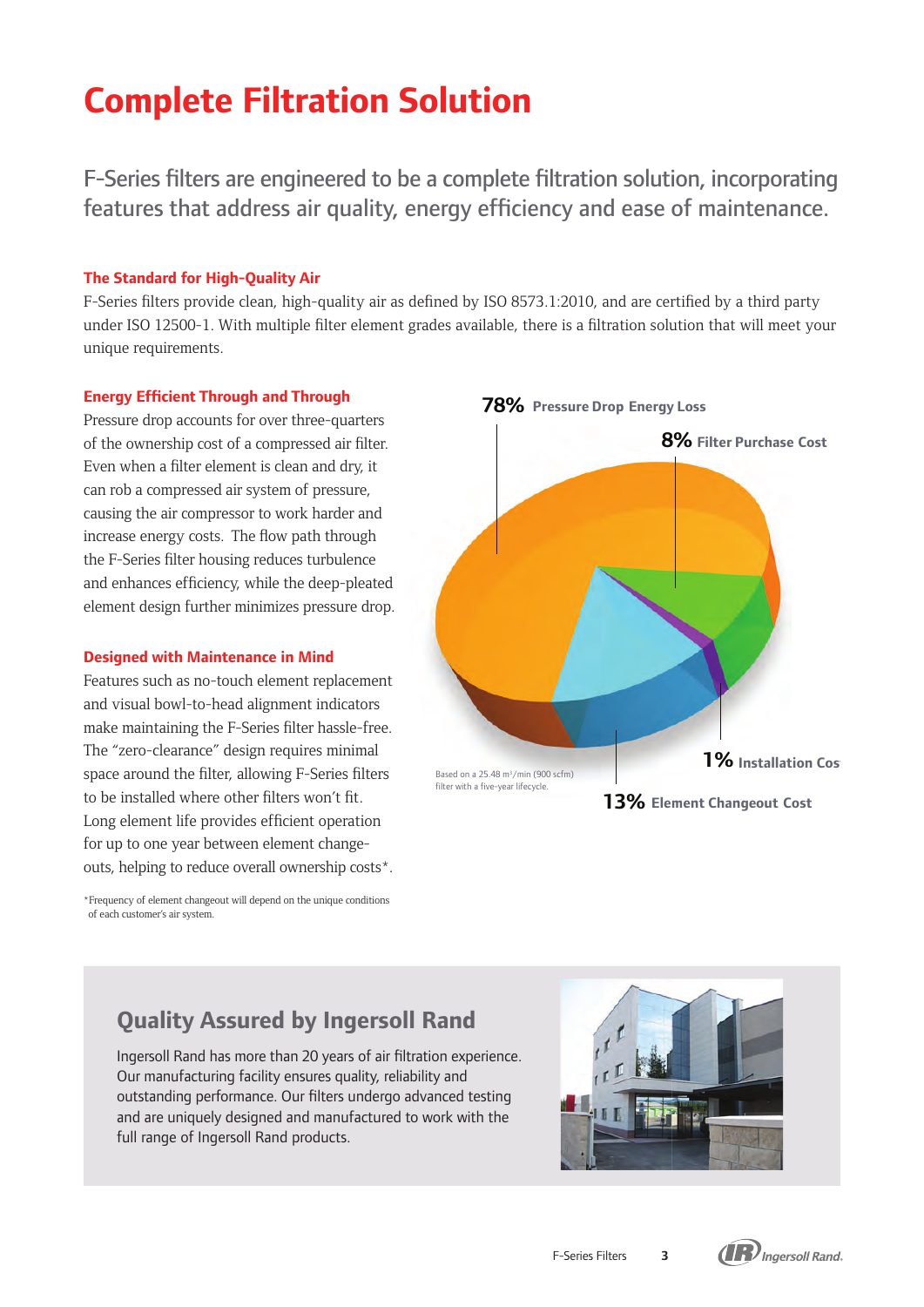# Complete Filtration Solution

F-Series filters are engineered to be a complete filtration solution, incorporating features that address air quality, energy efficiency and ease of maintenance.

### The Standard for High-Quality Air

F-Series filters provide clean, high-quality air as defined by ISO 8573.1:2010, and are certified by a third party under ISO 12500-1. With multiple filter element grades available, there is a filtration solution that will meet your unique requirements.

### Energy Efficient Through and Through

Pressure drop accounts for over three-quarters of the ownership cost of a compressed air filter. Even when a filter element is clean and dry, it can rob a compressed air system of pressure, causing the air compressor to work harder and increase energy costs. The flow path through the F-Series filter housing reduces turbulence and enhances efficiency, while the deep-pleated element design further minimizes pressure drop.

78% Pressure Drop Energy Loss

8% Filter Purchase Cost

1% Installation Cos

13% Element Changeout Cost

Based on a 25.48 m³/min (900 scfm) filter with a five-year lifecycle.

### Designed with Maintenance in Mind

Features such as no-touch element replacement and visual bowl-to-head alignment indicators make maintaining the F-Series filter hassle-free. The "zero-clearance" design requires minimal space around the filter, allowing F-Series filters to be installed where other filters won't fit. Long element life provides efficient operation for up to one year between element change-outs, helping to reduce overall ownership costs*.

*Frequency of element changeout will depend on the unique conditions of each customer's air system.

## Quality Assured by Ingersoll Rand

Ingersoll Rand has more than 20 years of air filtration experience. Our manufacturing facility ensures quality, reliability and outstanding performance. Our filters undergo advanced testing and are uniquely designed and manufactured to work with the full range of Ingersoll Rand products.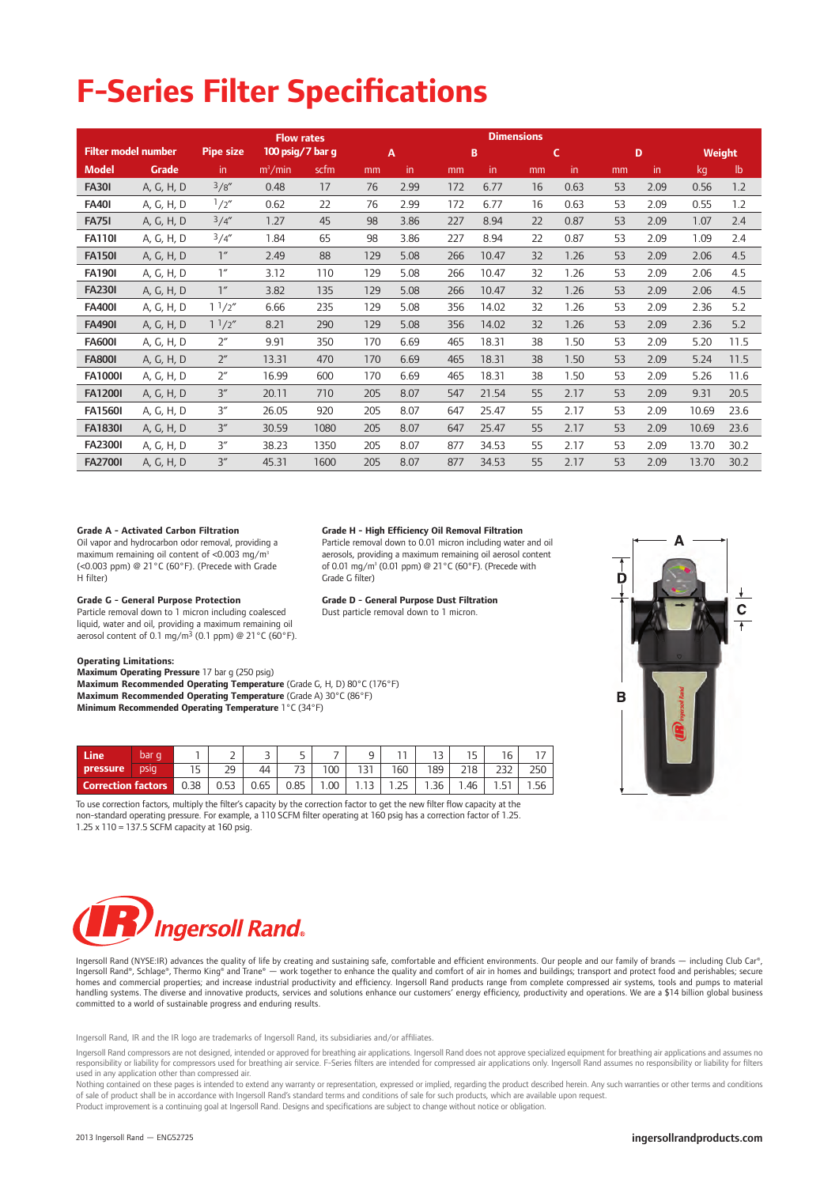# F-Series Filter Specifications

| Filter model number | | Pipe size | Flow rates 100 psig/7 bar g | | Dimensions A | | B | | C | | D | | Weight | |
|---|---|---|---|---|---|---|---|---|---|---|---|---|---|---|
| **Model** | **Grade** | in | m³/min | scfm | mm | in | mm | in | mm | in | mm | in | kg | lb |
| **FA30I** | A, G, H, D | 3/8″ | 0.48 | 17 | 76 | 2.99 | 172 | 6.77 | 16 | 0.63 | 53 | 2.09 | 0.56 | 1.2 |
| **FA40I** | A, G, H, D | 1/2″ | 0.62 | 22 | 76 | 2.99 | 172 | 6.77 | 16 | 0.63 | 53 | 2.09 | 0.55 | 1.2 |
| **FA75I** | A, G, H, D | 3/4″ | 1.27 | 45 | 98 | 3.86 | 227 | 8.94 | 22 | 0.87 | 53 | 2.09 | 1.07 | 2.4 |
| **FA110I** | A, G, H, D | 3/4″ | 1.84 | 65 | 98 | 3.86 | 227 | 8.94 | 22 | 0.87 | 53 | 2.09 | 1.09 | 2.4 |
| **FA150I** | A, G, H, D | 1″ | 2.49 | 88 | 129 | 5.08 | 266 | 10.47 | 32 | 1.26 | 53 | 2.09 | 2.06 | 4.5 |
| **FA190I** | A, G, H, D | 1″ | 3.12 | 110 | 129 | 5.08 | 266 | 10.47 | 32 | 1.26 | 53 | 2.09 | 2.06 | 4.5 |
| **FA230I** | A, G, H, D | 1″ | 3.82 | 135 | 129 | 5.08 | 266 | 10.47 | 32 | 1.26 | 53 | 2.09 | 2.06 | 4.5 |
| **FA400I** | A, G, H, D | 1 1/2″ | 6.66 | 235 | 129 | 5.08 | 356 | 14.02 | 32 | 1.26 | 53 | 2.09 | 2.36 | 5.2 |
| **FA490I** | A, G, H, D | 1 1/2″ | 8.21 | 290 | 129 | 5.08 | 356 | 14.02 | 32 | 1.26 | 53 | 2.09 | 2.36 | 5.2 |
| **FA600I** | A, G, H, D | 2″ | 9.91 | 350 | 170 | 6.69 | 465 | 18.31 | 38 | 1.50 | 53 | 2.09 | 5.20 | 11.5 |
| **FA800I** | A, G, H, D | 2″ | 13.31 | 470 | 170 | 6.69 | 465 | 18.31 | 38 | 1.50 | 53 | 2.09 | 5.24 | 11.5 |
| **FA1000I** | A, G, H, D | 2″ | 16.99 | 600 | 170 | 6.69 | 465 | 18.31 | 38 | 1.50 | 53 | 2.09 | 5.26 | 11.6 |
| **FA1200I** | A, G, H, D | 3″ | 20.11 | 710 | 205 | 8.07 | 547 | 21.54 | 55 | 2.17 | 53 | 2.09 | 9.31 | 20.5 |
| **FA1560I** | A, G, H, D | 3″ | 26.05 | 920 | 205 | 8.07 | 647 | 25.47 | 55 | 2.17 | 53 | 2.09 | 10.69 | 23.6 |
| **FA1830I** | A, G, H, D | 3″ | 30.59 | 1080 | 205 | 8.07 | 647 | 25.47 | 55 | 2.17 | 53 | 2.09 | 10.69 | 23.6 |
| **FA2300I** | A, G, H, D | 3″ | 38.23 | 1350 | 205 | 8.07 | 877 | 34.53 | 55 | 2.17 | 53 | 2.09 | 13.70 | 30.2 |
| **FA2700I** | A, G, H, D | 3″ | 45.31 | 1600 | 205 | 8.07 | 877 | 34.53 | 55 | 2.17 | 53 | 2.09 | 13.70 | 30.2 |

**Grade A - Activated Carbon Filtration**
Oil vapor and hydrocarbon odor removal, providing a maximum remaining oil content of <0.003 mg/m³ (<0.003 ppm) @ 21°C (60°F). (Precede with Grade H filter)

**Grade G - General Purpose Protection**
Particle removal down to 1 micron including coalesced liquid, water and oil, providing a maximum remaining oil aerosol content of 0.1 mg/m³ (0.1 ppm) @ 21°C (60°F).

**Grade H - High Efficiency Oil Removal Filtration**
Particle removal down to 0.01 micron including water and oil aerosols, providing a maximum remaining oil aerosol content of 0.01 mg/m³ (0.01 ppm) @ 21°C (60°F). (Precede with Grade G filter)

**Grade D - General Purpose Dust Filtration**
Dust particle removal down to 1 micron.

**Operating Limitations:**
**Maximum Operating Pressure** 17 bar g (250 psig)
**Maximum Recommended Operating Temperature** (Grade G, H, D) 80°C (176°F)
**Maximum Recommended Operating Temperature** (Grade A) 30°C (86°F)
**Minimum Recommended Operating Temperature** 1°C (34°F)

| Line pressure | bar g | 1 | 2 | 3 | 5 | 7 | 9 | 11 | 13 | 15 | 16 | 17 |
|---|---|---|---|---|---|---|---|---|---|---|---|---|
| | psig | 15 | 29 | 44 | 73 | 100 | 131 | 160 | 189 | 218 | 232 | 250 |
| **Correction factors** | | 0.38 | 0.53 | 0.65 | 0.85 | 1.00 | 1.13 | 1.25 | 1.36 | 1.46 | 1.51 | 1.56 |

To use correction factors, multiply the filter's capacity by the correction factor to get the new filter flow capacity at the non-standard operating pressure. For example, a 110 SCFM filter operating at 160 psig has a correction factor of 1.25. 1.25 x 110 = 137.5 SCFM capacity at 160 psig.

A
D
C
B

Ingersoll Rand

Ingersoll Rand (NYSE:IR) advances the quality of life by creating and sustaining safe, comfortable and efficient environments. Our people and our family of brands — including Club Car®, Ingersoll Rand®, Schlage®, Thermo King® and Trane® — work together to enhance the quality and comfort of air in homes and buildings; transport and protect food and perishables; secure homes and commercial properties; and increase industrial productivity and efficiency. Ingersoll Rand products range from complete compressed air systems, tools and pumps to material handling systems. The diverse and innovative products, services and solutions enhance our customers' energy efficiency, productivity and operations. We are a $14 billion global business committed to a world of sustainable progress and enduring results.

Ingersoll Rand, IR and the IR logo are trademarks of Ingersoll Rand, its subsidiaries and/or affiliates.

Ingersoll Rand compressors are not designed, intended or approved for breathing air applications. Ingersoll Rand does not approve specialized equipment for breathing air applications and assumes no responsibility or liability for compressors used for breathing air service. F-Series filters are intended for compressed air applications only. Ingersoll Rand assumes no responsibility or liability for filters used in any application other than compressed air.
Nothing contained on these pages is intended to extend any warranty or representation, expressed or implied, regarding the product described herein. Any such warranties or other terms and conditions of sale of product shall be in accordance with Ingersoll Rand's standard terms and conditions of sale for such products, which are available upon request.
Product improvement is a continuing goal at Ingersoll Rand. Designs and specifications are subject to change without notice or obligation.

2013 Ingersoll Rand — ENG52725

ingersollrandproducts.com